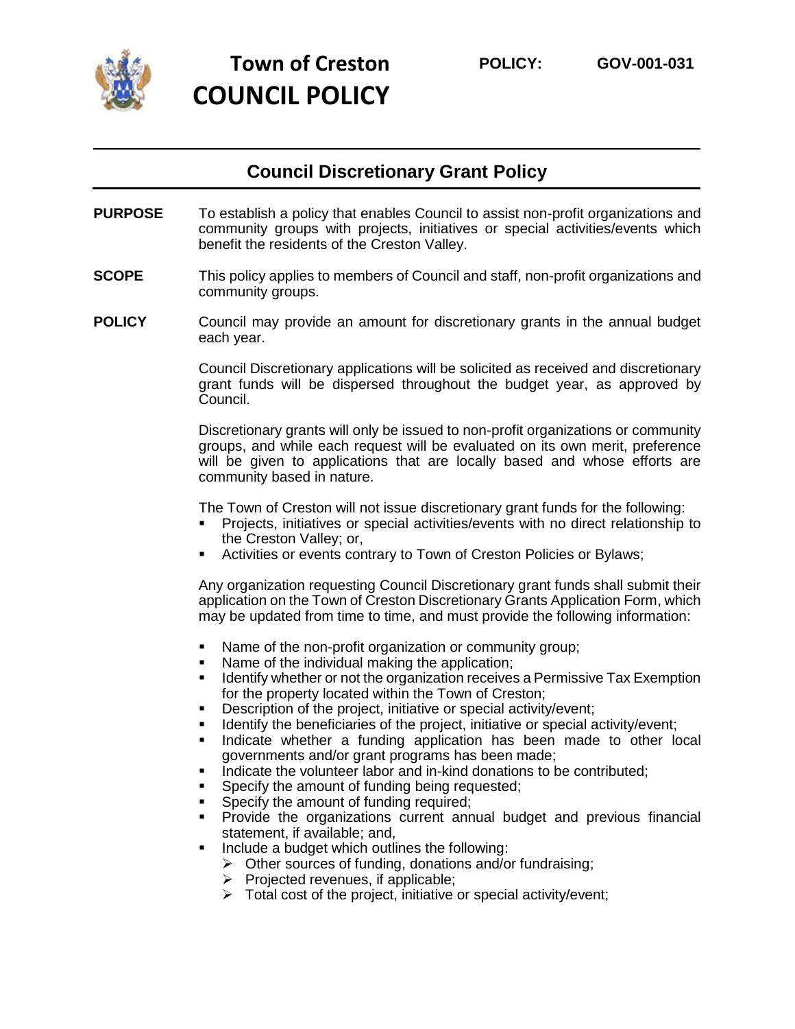# Town of Creston COUNCIL POLICY

**POLICY: GOV-001-031**

## Council Discretionary Grant Policy

**PURPOSE**

To establish a policy that enables Council to assist non-profit organizations and community groups with projects, initiatives or special activities/events which benefit the residents of the Creston Valley.

**SCOPE**

This policy applies to members of Council and staff, non-profit organizations and community groups.

**POLICY**

Council may provide an amount for discretionary grants in the annual budget each year.

Council Discretionary applications will be solicited as received and discretionary grant funds will be dispersed throughout the budget year, as approved by Council.

Discretionary grants will only be issued to non-profit organizations or community groups, and while each request will be evaluated on its own merit, preference will be given to applications that are locally based and whose efforts are community based in nature.

The Town of Creston will not issue discretionary grant funds for the following:

- Projects, initiatives or special activities/events with no direct relationship to the Creston Valley; or,
- Activities or events contrary to Town of Creston Policies or Bylaws;

Any organization requesting Council Discretionary grant funds shall submit their application on the Town of Creston Discretionary Grants Application Form, which may be updated from time to time, and must provide the following information:

- Name of the non-profit organization or community group;
- Name of the individual making the application;
- Identify whether or not the organization receives a Permissive Tax Exemption for the property located within the Town of Creston;
- Description of the project, initiative or special activity/event;
- Identify the beneficiaries of the project, initiative or special activity/event;
- Indicate whether a funding application has been made to other local governments and/or grant programs has been made;
- Indicate the volunteer labor and in-kind donations to be contributed;
- Specify the amount of funding being requested;
- Specify the amount of funding required;
- Provide the organizations current annual budget and previous financial statement, if available; and,
- Include a budget which outlines the following:
  - Other sources of funding, donations and/or fundraising;
  - Projected revenues, if applicable;
  - Total cost of the project, initiative or special activity/event;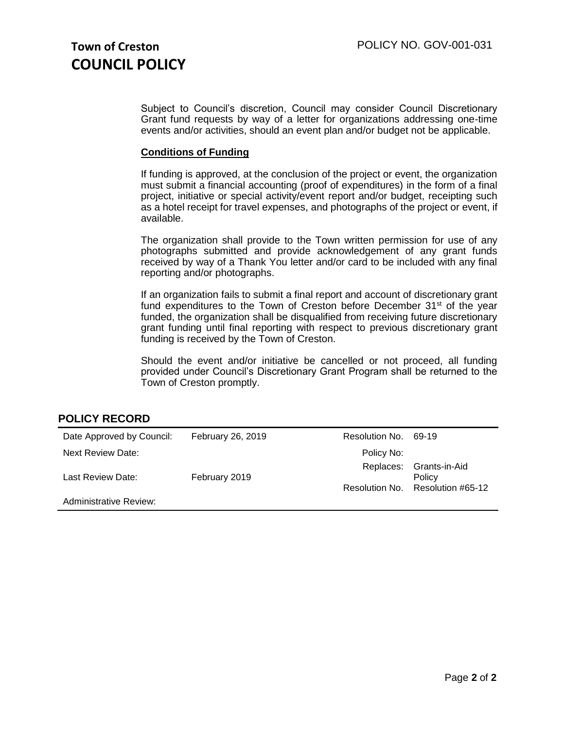Subject to Council's discretion, Council may consider Council Discretionary Grant fund requests by way of a letter for organizations addressing one-time events and/or activities, should an event plan and/or budget not be applicable.

**Conditions of Funding**

If funding is approved, at the conclusion of the project or event, the organization must submit a financial accounting (proof of expenditures) in the form of a final project, initiative or special activity/event report and/or budget, receipting such as a hotel receipt for travel expenses, and photographs of the project or event, if available.

The organization shall provide to the Town written permission for use of any photographs submitted and provide acknowledgement of any grant funds received by way of a Thank You letter and/or card to be included with any final reporting and/or photographs.

If an organization fails to submit a final report and account of discretionary grant fund expenditures to the Town of Creston before December 31st of the year funded, the organization shall be disqualified from receiving future discretionary grant funding until final reporting with respect to previous discretionary grant funding is received by the Town of Creston.

Should the event and/or initiative be cancelled or not proceed, all funding provided under Council's Discretionary Grant Program shall be returned to the Town of Creston promptly.

## POLICY RECORD

| | | | |
|---|---|---|---|
| Date Approved by Council: | February 26, 2019 | Resolution No. | 69-19 |
| Next Review Date: | | Policy No: | |
| Last Review Date: | February 2019 | Replaces: | Grants-in-Aid Policy |
| | | Resolution No. | Resolution #65-12 |
| Administrative Review: | | | |